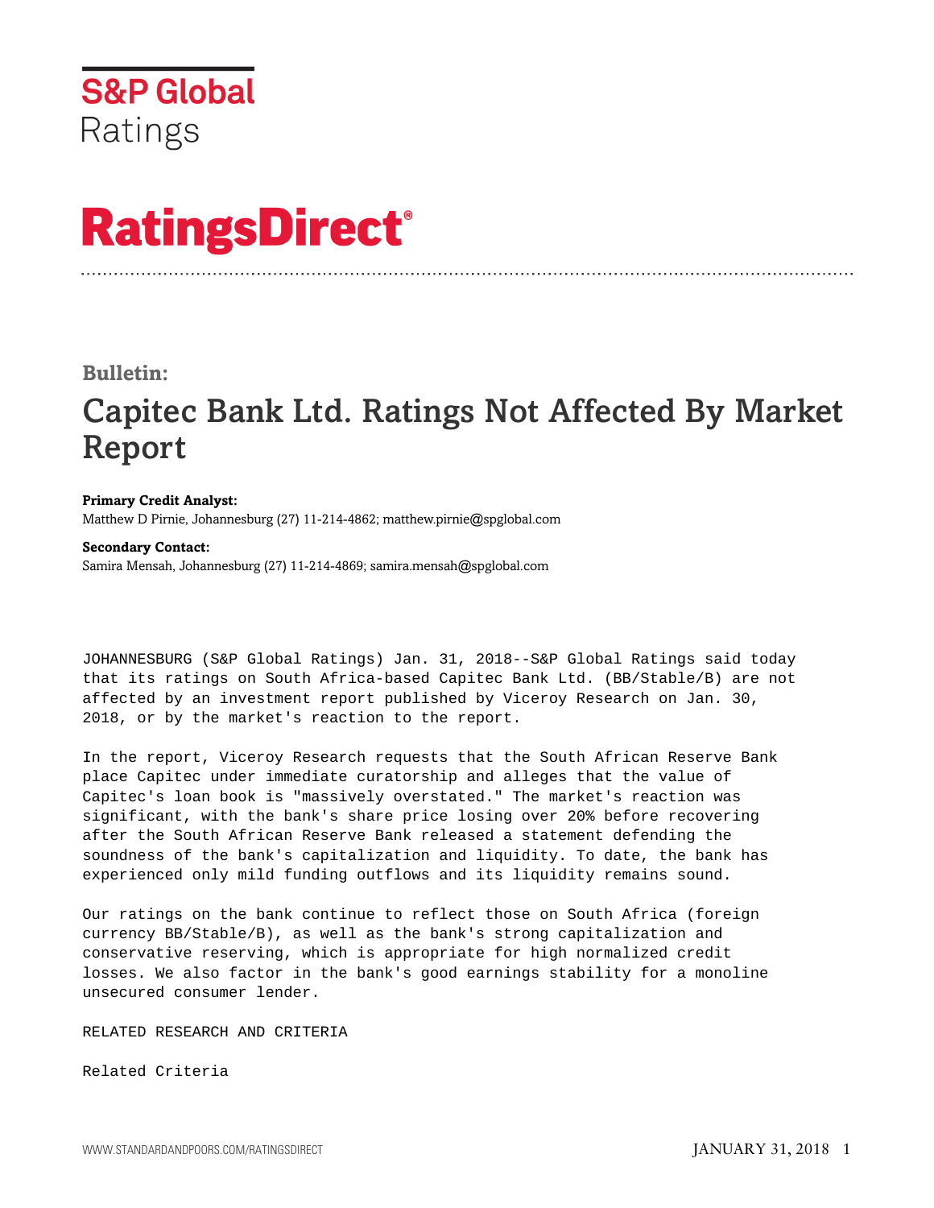S&P Global
Ratings

# RatingsDirect®

**Bulletin:**

# Capitec Bank Ltd. Ratings Not Affected By Market Report

**Primary Credit Analyst:**
Matthew D Pirnie, Johannesburg (27) 11-214-4862; matthew.pirnie@spglobal.com

**Secondary Contact:**
Samira Mensah, Johannesburg (27) 11-214-4869; samira.mensah@spglobal.com

JOHANNESBURG (S&P Global Ratings) Jan. 31, 2018--S&P Global Ratings said today that its ratings on South Africa-based Capitec Bank Ltd. (BB/Stable/B) are not affected by an investment report published by Viceroy Research on Jan. 30, 2018, or by the market's reaction to the report.

In the report, Viceroy Research requests that the South African Reserve Bank place Capitec under immediate curatorship and alleges that the value of Capitec's loan book is "massively overstated." The market's reaction was significant, with the bank's share price losing over 20% before recovering after the South African Reserve Bank released a statement defending the soundness of the bank's capitalization and liquidity. To date, the bank has experienced only mild funding outflows and its liquidity remains sound.

Our ratings on the bank continue to reflect those on South Africa (foreign currency BB/Stable/B), as well as the bank's strong capitalization and conservative reserving, which is appropriate for high normalized credit losses. We also factor in the bank's good earnings stability for a monoline unsecured consumer lender.

RELATED RESEARCH AND CRITERIA

Related Criteria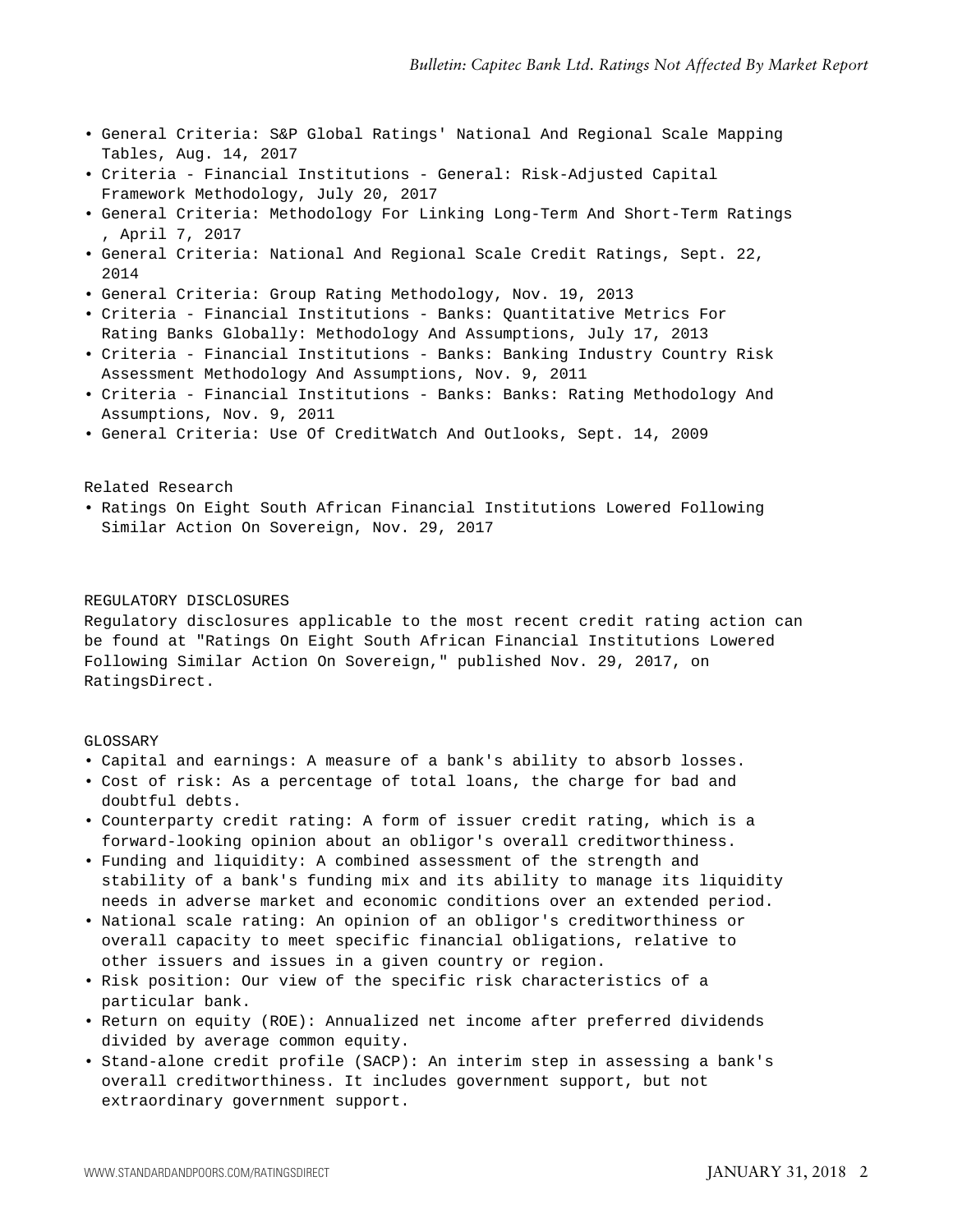- General Criteria: S&P Global Ratings' National And Regional Scale Mapping Tables, Aug. 14, 2017
- Criteria - Financial Institutions - General: Risk-Adjusted Capital Framework Methodology, July 20, 2017
- General Criteria: Methodology For Linking Long-Term And Short-Term Ratings , April 7, 2017
- General Criteria: National And Regional Scale Credit Ratings, Sept. 22, 2014
- General Criteria: Group Rating Methodology, Nov. 19, 2013
- Criteria - Financial Institutions - Banks: Quantitative Metrics For Rating Banks Globally: Methodology And Assumptions, July 17, 2013
- Criteria - Financial Institutions - Banks: Banking Industry Country Risk Assessment Methodology And Assumptions, Nov. 9, 2011
- Criteria - Financial Institutions - Banks: Banks: Rating Methodology And Assumptions, Nov. 9, 2011
- General Criteria: Use Of CreditWatch And Outlooks, Sept. 14, 2009

Related Research

- Ratings On Eight South African Financial Institutions Lowered Following Similar Action On Sovereign, Nov. 29, 2017

REGULATORY DISCLOSURES

Regulatory disclosures applicable to the most recent credit rating action can be found at "Ratings On Eight South African Financial Institutions Lowered Following Similar Action On Sovereign," published Nov. 29, 2017, on RatingsDirect.

GLOSSARY

- Capital and earnings: A measure of a bank's ability to absorb losses.
- Cost of risk: As a percentage of total loans, the charge for bad and doubtful debts.
- Counterparty credit rating: A form of issuer credit rating, which is a forward-looking opinion about an obligor's overall creditworthiness.
- Funding and liquidity: A combined assessment of the strength and stability of a bank's funding mix and its ability to manage its liquidity needs in adverse market and economic conditions over an extended period.
- National scale rating: An opinion of an obligor's creditworthiness or overall capacity to meet specific financial obligations, relative to other issuers and issues in a given country or region.
- Risk position: Our view of the specific risk characteristics of a particular bank.
- Return on equity (ROE): Annualized net income after preferred dividends divided by average common equity.
- Stand-alone credit profile (SACP): An interim step in assessing a bank's overall creditworthiness. It includes government support, but not extraordinary government support.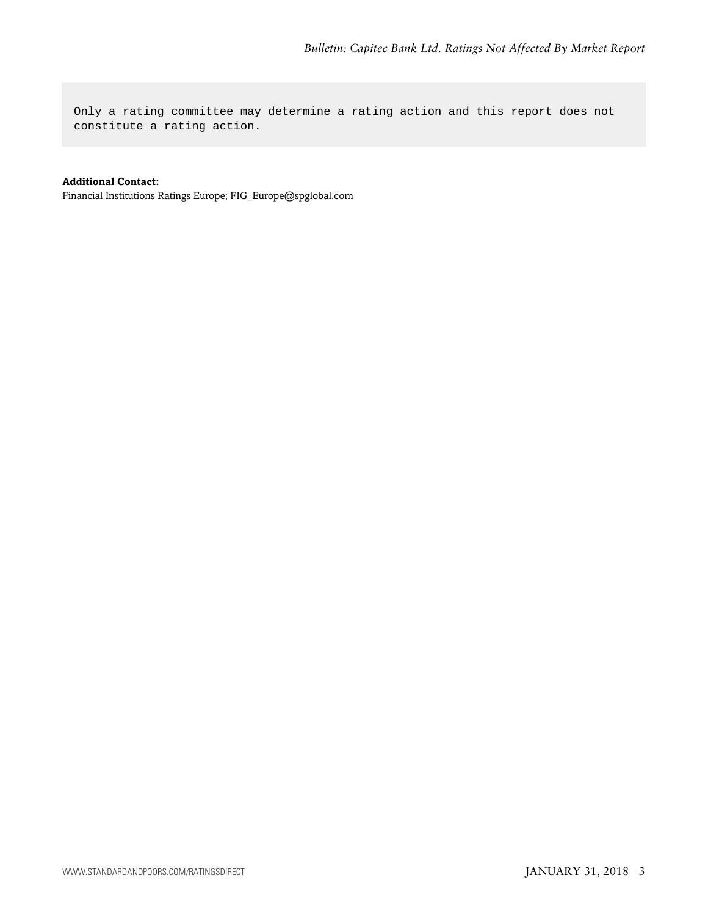```
Only a rating committee may determine a rating action and this report does not
constitute a rating action.
```

**Additional Contact:**
Financial Institutions Ratings Europe; FIG_Europe@spglobal.com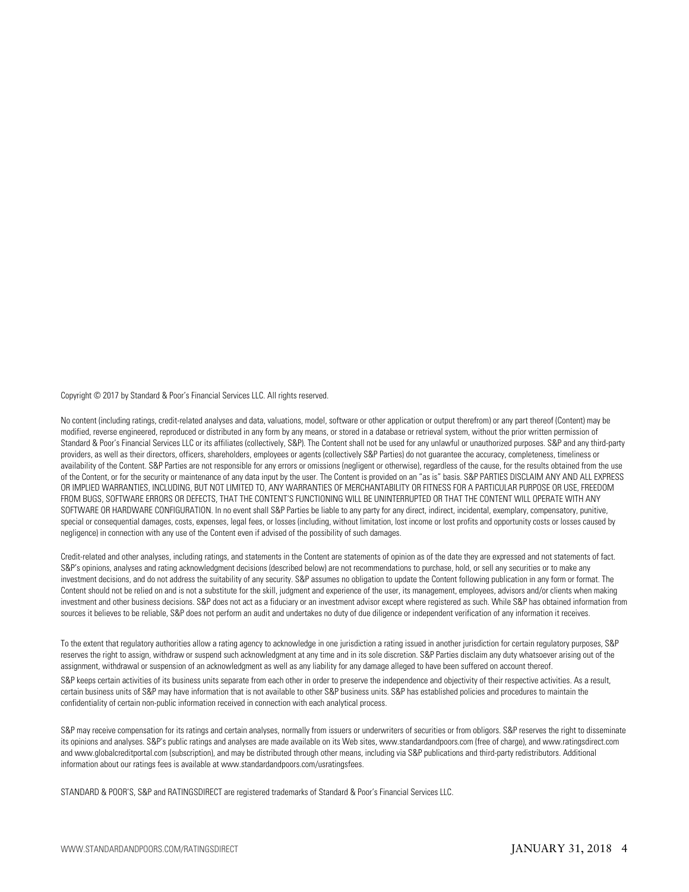Copyright © 2017 by Standard & Poor's Financial Services LLC. All rights reserved.

No content (including ratings, credit-related analyses and data, valuations, model, software or other application or output therefrom) or any part thereof (Content) may be modified, reverse engineered, reproduced or distributed in any form by any means, or stored in a database or retrieval system, without the prior written permission of Standard & Poor's Financial Services LLC or its affiliates (collectively, S&P). The Content shall not be used for any unlawful or unauthorized purposes. S&P and any third-party providers, as well as their directors, officers, shareholders, employees or agents (collectively S&P Parties) do not guarantee the accuracy, completeness, timeliness or availability of the Content. S&P Parties are not responsible for any errors or omissions (negligent or otherwise), regardless of the cause, for the results obtained from the use of the Content, or for the security or maintenance of any data input by the user. The Content is provided on an "as is" basis. S&P PARTIES DISCLAIM ANY AND ALL EXPRESS OR IMPLIED WARRANTIES, INCLUDING, BUT NOT LIMITED TO, ANY WARRANTIES OF MERCHANTABILITY OR FITNESS FOR A PARTICULAR PURPOSE OR USE, FREEDOM FROM BUGS, SOFTWARE ERRORS OR DEFECTS, THAT THE CONTENT'S FUNCTIONING WILL BE UNINTERRUPTED OR THAT THE CONTENT WILL OPERATE WITH ANY SOFTWARE OR HARDWARE CONFIGURATION. In no event shall S&P Parties be liable to any party for any direct, indirect, incidental, exemplary, compensatory, punitive, special or consequential damages, costs, expenses, legal fees, or losses (including, without limitation, lost income or lost profits and opportunity costs or losses caused by negligence) in connection with any use of the Content even if advised of the possibility of such damages.

Credit-related and other analyses, including ratings, and statements in the Content are statements of opinion as of the date they are expressed and not statements of fact. S&P's opinions, analyses and rating acknowledgment decisions (described below) are not recommendations to purchase, hold, or sell any securities or to make any investment decisions, and do not address the suitability of any security. S&P assumes no obligation to update the Content following publication in any form or format. The Content should not be relied on and is not a substitute for the skill, judgment and experience of the user, its management, employees, advisors and/or clients when making investment and other business decisions. S&P does not act as a fiduciary or an investment advisor except where registered as such. While S&P has obtained information from sources it believes to be reliable, S&P does not perform an audit and undertakes no duty of due diligence or independent verification of any information it receives.

To the extent that regulatory authorities allow a rating agency to acknowledge in one jurisdiction a rating issued in another jurisdiction for certain regulatory purposes, S&P reserves the right to assign, withdraw or suspend such acknowledgment at any time and in its sole discretion. S&P Parties disclaim any duty whatsoever arising out of the assignment, withdrawal or suspension of an acknowledgment as well as any liability for any damage alleged to have been suffered on account thereof.

S&P keeps certain activities of its business units separate from each other in order to preserve the independence and objectivity of their respective activities. As a result, certain business units of S&P may have information that is not available to other S&P business units. S&P has established policies and procedures to maintain the confidentiality of certain non-public information received in connection with each analytical process.

S&P may receive compensation for its ratings and certain analyses, normally from issuers or underwriters of securities or from obligors. S&P reserves the right to disseminate its opinions and analyses. S&P's public ratings and analyses are made available on its Web sites, www.standardandpoors.com (free of charge), and www.ratingsdirect.com and www.globalcreditportal.com (subscription), and may be distributed through other means, including via S&P publications and third-party redistributors. Additional information about our ratings fees is available at www.standardandpoors.com/usratingsfees.

STANDARD & POOR'S, S&P and RATINGSDIRECT are registered trademarks of Standard & Poor's Financial Services LLC.